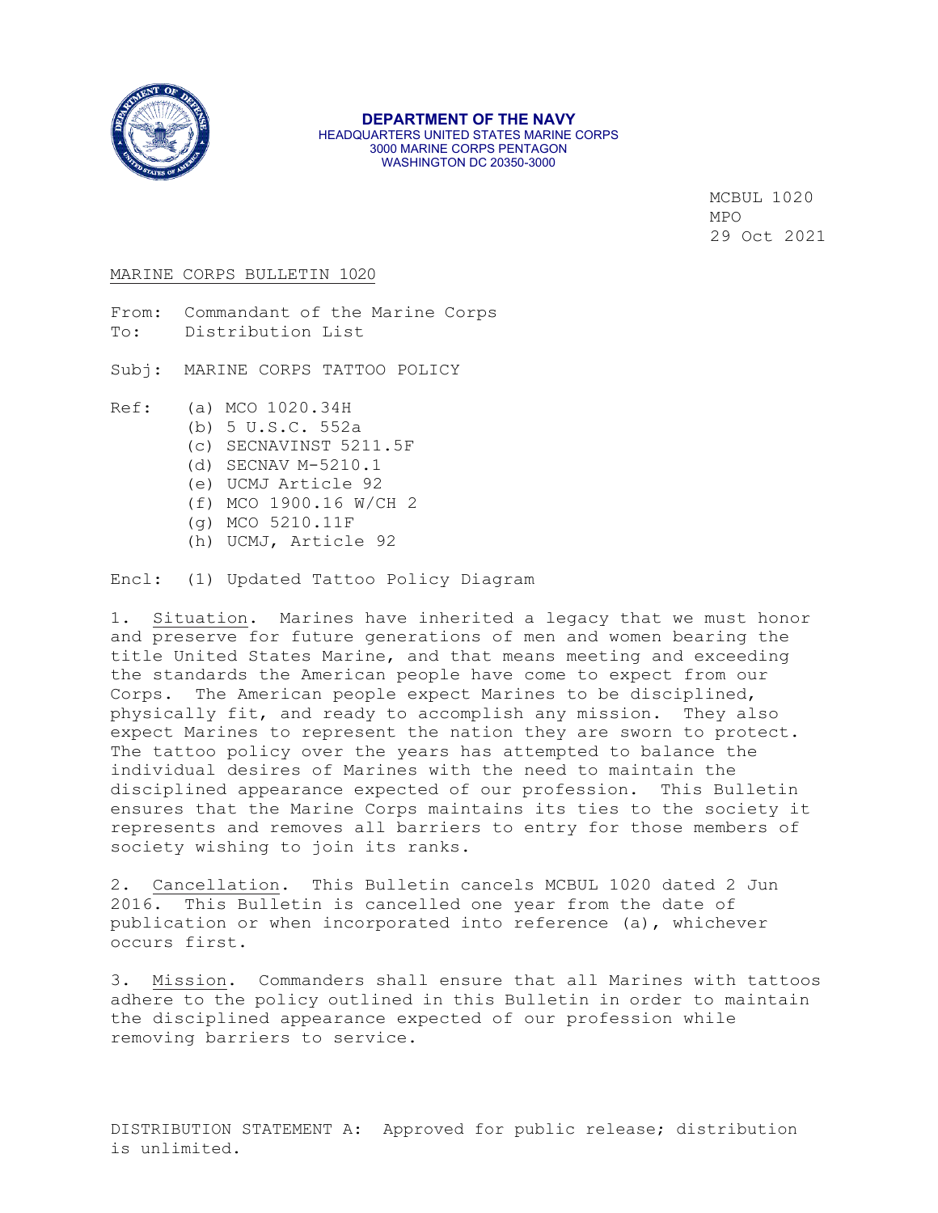**DEPARTMENT OF THE NAVY**
HEADQUARTERS UNITED STATES MARINE CORPS
3000 MARINE CORPS PENTAGON
WASHINGTON DC 20350-3000

MCBUL 1020
MPO
29 Oct 2021

MARINE CORPS BULLETIN 1020

From: Commandant of the Marine Corps
To: Distribution List

Subj: MARINE CORPS TATTOO POLICY

Ref: (a) MCO 1020.34H
(b) 5 U.S.C. 552a
(c) SECNAVINST 5211.5F
(d) SECNAV M-5210.1
(e) UCMJ Article 92
(f) MCO 1900.16 W/CH 2
(g) MCO 5210.11F
(h) UCMJ, Article 92

Encl: (1) Updated Tattoo Policy Diagram

1. Situation. Marines have inherited a legacy that we must honor and preserve for future generations of men and women bearing the title United States Marine, and that means meeting and exceeding the standards the American people have come to expect from our Corps. The American people expect Marines to be disciplined, physically fit, and ready to accomplish any mission. They also expect Marines to represent the nation they are sworn to protect. The tattoo policy over the years has attempted to balance the individual desires of Marines with the need to maintain the disciplined appearance expected of our profession. This Bulletin ensures that the Marine Corps maintains its ties to the society it represents and removes all barriers to entry for those members of society wishing to join its ranks.

2. Cancellation. This Bulletin cancels MCBUL 1020 dated 2 Jun 2016. This Bulletin is cancelled one year from the date of publication or when incorporated into reference (a), whichever occurs first.

3. Mission. Commanders shall ensure that all Marines with tattoos adhere to the policy outlined in this Bulletin in order to maintain the disciplined appearance expected of our profession while removing barriers to service.

DISTRIBUTION STATEMENT A: Approved for public release; distribution is unlimited.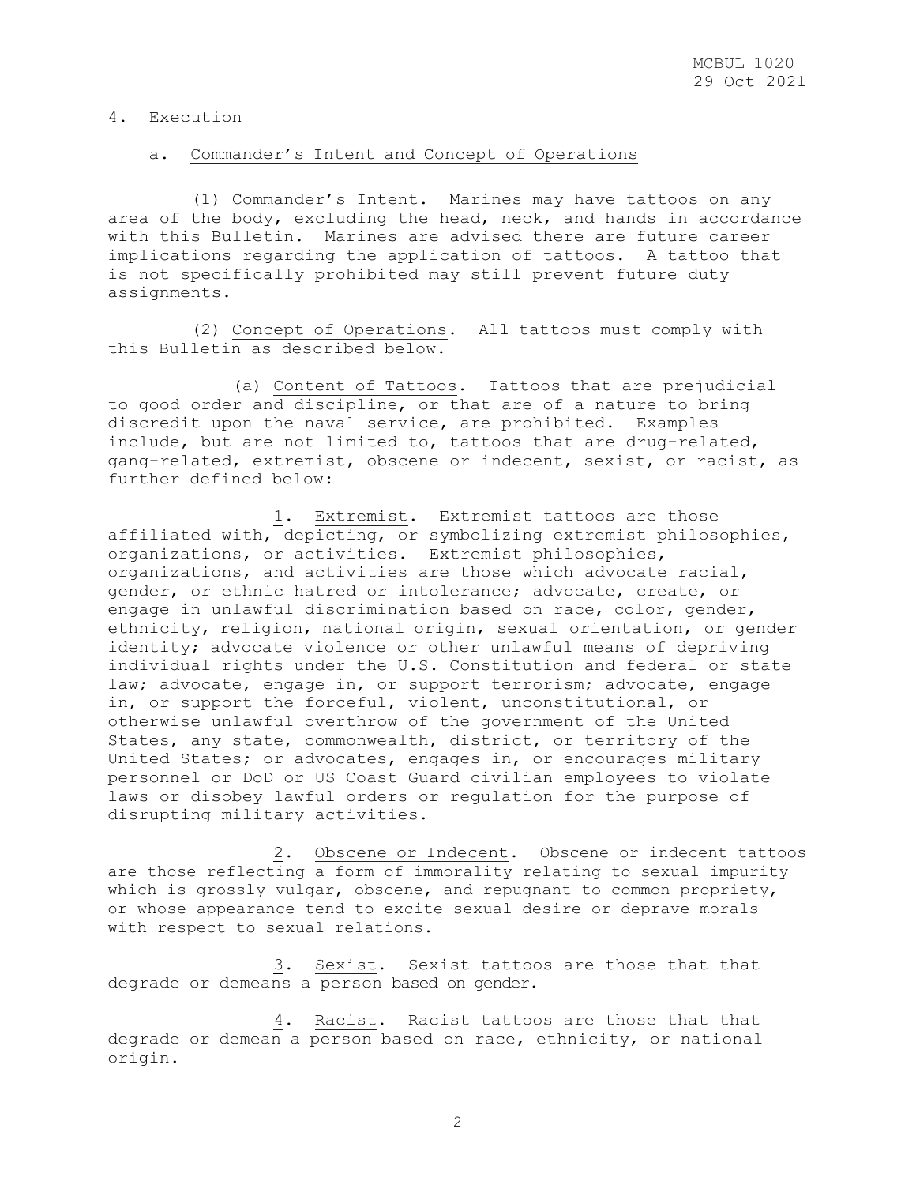4. Execution

a. Commander's Intent and Concept of Operations

(1) Commander's Intent. Marines may have tattoos on any area of the body, excluding the head, neck, and hands in accordance with this Bulletin. Marines are advised there are future career implications regarding the application of tattoos. A tattoo that is not specifically prohibited may still prevent future duty assignments.

(2) Concept of Operations. All tattoos must comply with this Bulletin as described below.

(a) Content of Tattoos. Tattoos that are prejudicial to good order and discipline, or that are of a nature to bring discredit upon the naval service, are prohibited. Examples include, but are not limited to, tattoos that are drug-related, gang-related, extremist, obscene or indecent, sexist, or racist, as further defined below:

1. Extremist. Extremist tattoos are those affiliated with, depicting, or symbolizing extremist philosophies, organizations, or activities. Extremist philosophies, organizations, and activities are those which advocate racial, gender, or ethnic hatred or intolerance; advocate, create, or engage in unlawful discrimination based on race, color, gender, ethnicity, religion, national origin, sexual orientation, or gender identity; advocate violence or other unlawful means of depriving individual rights under the U.S. Constitution and federal or state law; advocate, engage in, or support terrorism; advocate, engage in, or support the forceful, violent, unconstitutional, or otherwise unlawful overthrow of the government of the United States, any state, commonwealth, district, or territory of the United States; or advocates, engages in, or encourages military personnel or DoD or US Coast Guard civilian employees to violate laws or disobey lawful orders or regulation for the purpose of disrupting military activities.

2. Obscene or Indecent. Obscene or indecent tattoos are those reflecting a form of immorality relating to sexual impurity which is grossly vulgar, obscene, and repugnant to common propriety, or whose appearance tend to excite sexual desire or deprave morals with respect to sexual relations.

3. Sexist. Sexist tattoos are those that that degrade or demeans a person based on gender.

4. Racist. Racist tattoos are those that that degrade or demean a person based on race, ethnicity, or national origin.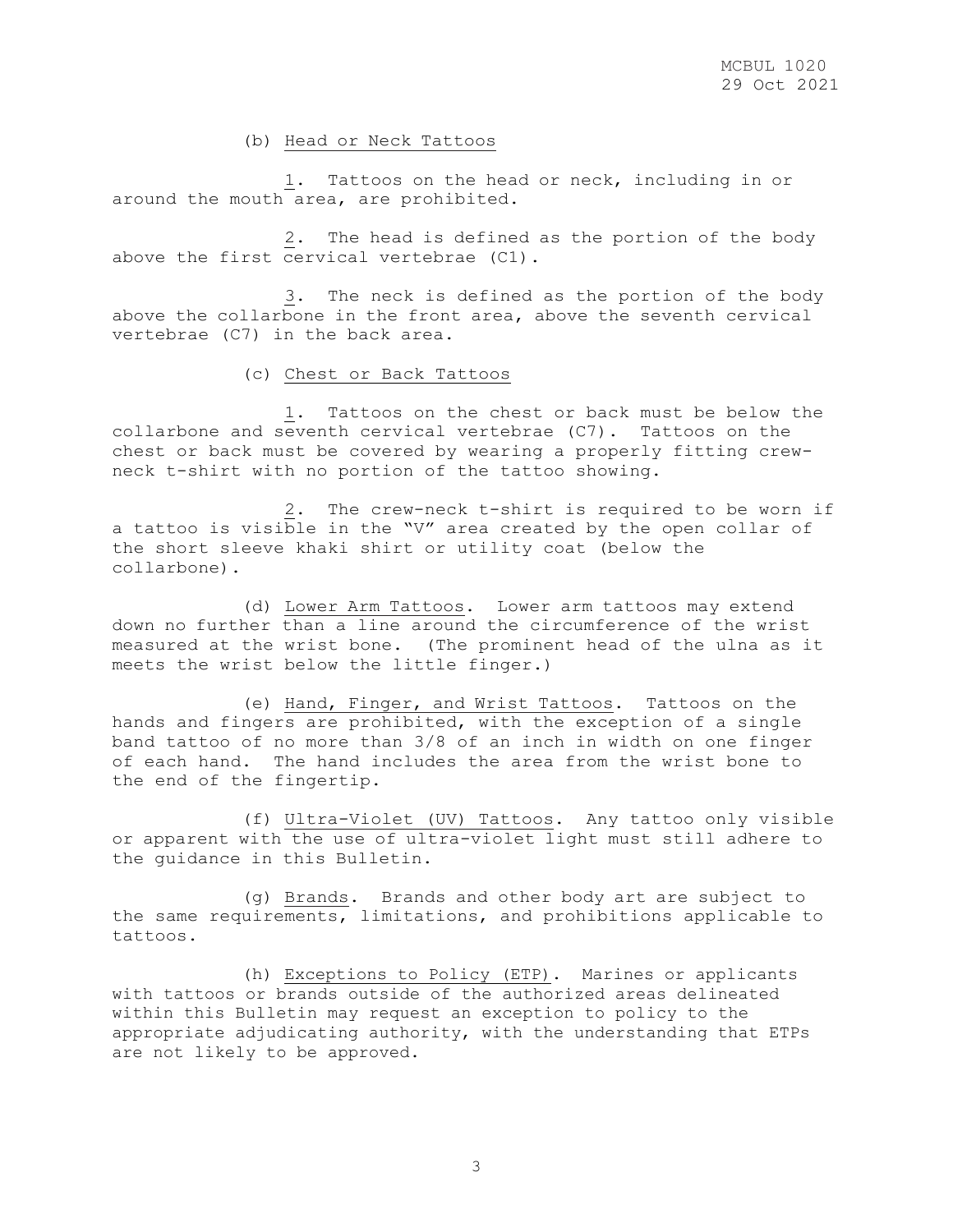(b) Head or Neck Tattoos

1. Tattoos on the head or neck, including in or around the mouth area, are prohibited.

2. The head is defined as the portion of the body above the first cervical vertebrae (C1).

3. The neck is defined as the portion of the body above the collarbone in the front area, above the seventh cervical vertebrae (C7) in the back area.

(c) Chest or Back Tattoos

1. Tattoos on the chest or back must be below the collarbone and seventh cervical vertebrae (C7). Tattoos on the chest or back must be covered by wearing a properly fitting crew-neck t-shirt with no portion of the tattoo showing.

2. The crew-neck t-shirt is required to be worn if a tattoo is visible in the "V" area created by the open collar of the short sleeve khaki shirt or utility coat (below the collarbone).

(d) Lower Arm Tattoos. Lower arm tattoos may extend down no further than a line around the circumference of the wrist measured at the wrist bone. (The prominent head of the ulna as it meets the wrist below the little finger.)

(e) Hand, Finger, and Wrist Tattoos. Tattoos on the hands and fingers are prohibited, with the exception of a single band tattoo of no more than 3/8 of an inch in width on one finger of each hand. The hand includes the area from the wrist bone to the end of the fingertip.

(f) Ultra-Violet (UV) Tattoos. Any tattoo only visible or apparent with the use of ultra-violet light must still adhere to the guidance in this Bulletin.

(g) Brands. Brands and other body art are subject to the same requirements, limitations, and prohibitions applicable to tattoos.

(h) Exceptions to Policy (ETP). Marines or applicants with tattoos or brands outside of the authorized areas delineated within this Bulletin may request an exception to policy to the appropriate adjudicating authority, with the understanding that ETPs are not likely to be approved.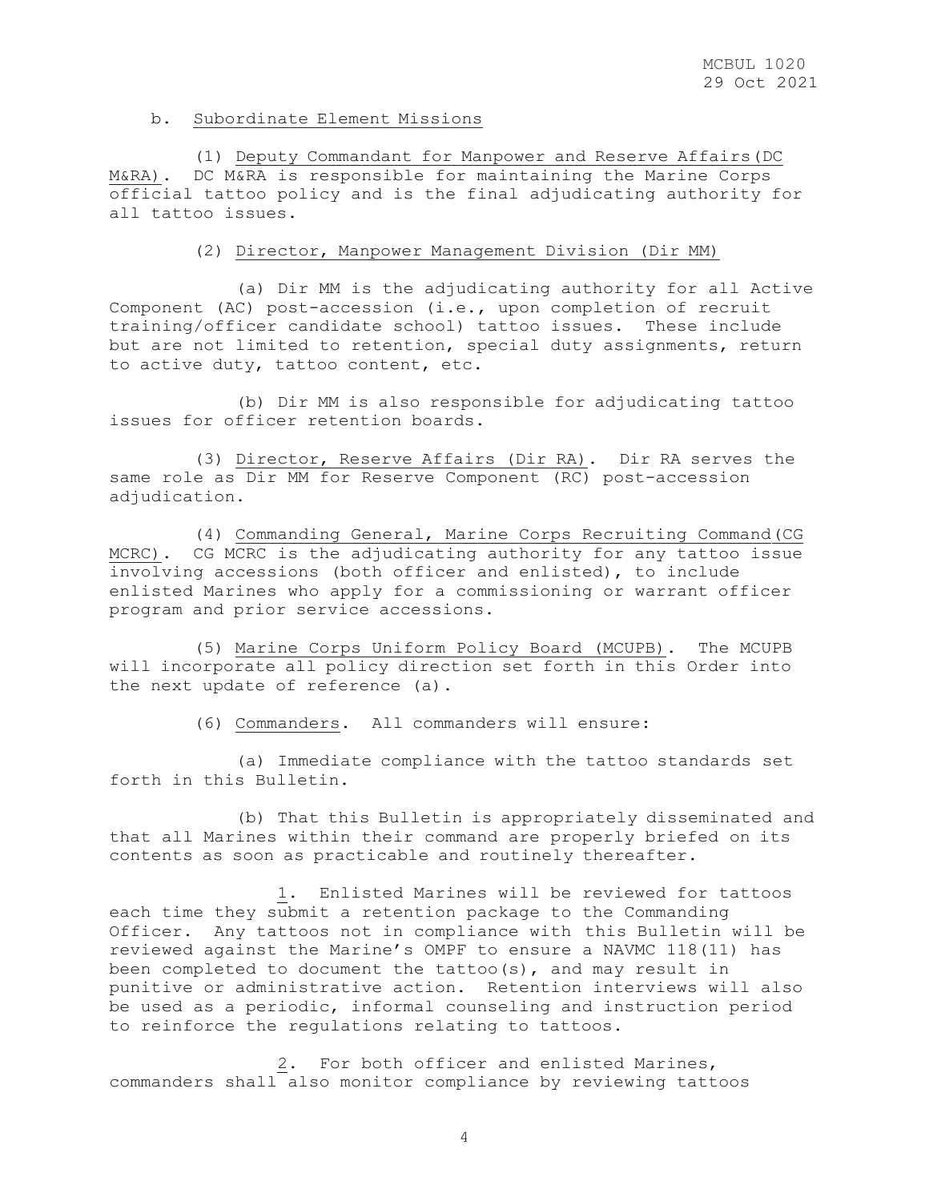b. Subordinate Element Missions

(1) Deputy Commandant for Manpower and Reserve Affairs (DC M&RA). DC M&RA is responsible for maintaining the Marine Corps official tattoo policy and is the final adjudicating authority for all tattoo issues.

(2) Director, Manpower Management Division (Dir MM)

(a) Dir MM is the adjudicating authority for all Active Component (AC) post-accession (i.e., upon completion of recruit training/officer candidate school) tattoo issues. These include but are not limited to retention, special duty assignments, return to active duty, tattoo content, etc.

(b) Dir MM is also responsible for adjudicating tattoo issues for officer retention boards.

(3) Director, Reserve Affairs (Dir RA). Dir RA serves the same role as Dir MM for Reserve Component (RC) post-accession adjudication.

(4) Commanding General, Marine Corps Recruiting Command (CG MCRC). CG MCRC is the adjudicating authority for any tattoo issue involving accessions (both officer and enlisted), to include enlisted Marines who apply for a commissioning or warrant officer program and prior service accessions.

(5) Marine Corps Uniform Policy Board (MCUPB). The MCUPB will incorporate all policy direction set forth in this Order into the next update of reference (a).

(6) Commanders. All commanders will ensure:

(a) Immediate compliance with the tattoo standards set forth in this Bulletin.

(b) That this Bulletin is appropriately disseminated and that all Marines within their command are properly briefed on its contents as soon as practicable and routinely thereafter.

1. Enlisted Marines will be reviewed for tattoos each time they submit a retention package to the Commanding Officer. Any tattoos not in compliance with this Bulletin will be reviewed against the Marine's OMPF to ensure a NAVMC 118(11) has been completed to document the tattoo(s), and may result in punitive or administrative action. Retention interviews will also be used as a periodic, informal counseling and instruction period to reinforce the regulations relating to tattoos.

2. For both officer and enlisted Marines, commanders shall also monitor compliance by reviewing tattoos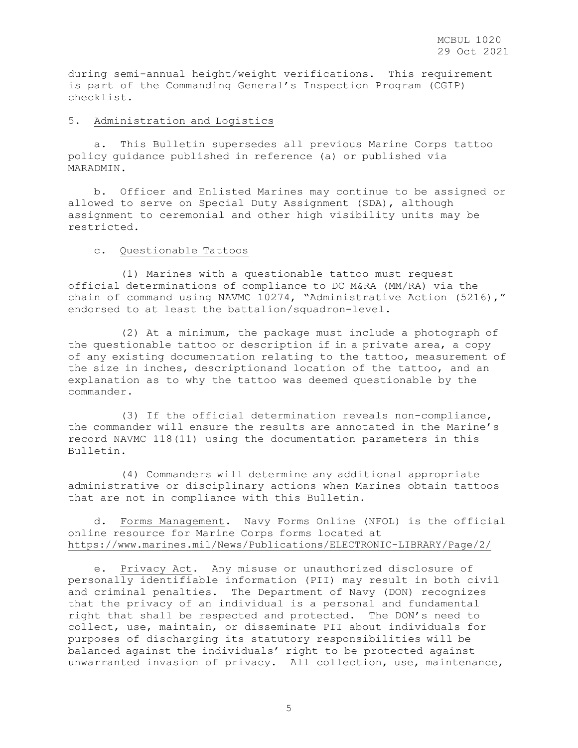during semi-annual height/weight verifications. This requirement is part of the Commanding General's Inspection Program (CGIP) checklist.

5. Administration and Logistics

a. This Bulletin supersedes all previous Marine Corps tattoo policy guidance published in reference (a) or published via MARADMIN.

b. Officer and Enlisted Marines may continue to be assigned or allowed to serve on Special Duty Assignment (SDA), although assignment to ceremonial and other high visibility units may be restricted.

c. Questionable Tattoos

(1) Marines with a questionable tattoo must request official determinations of compliance to DC M&RA (MM/RA) via the chain of command using NAVMC 10274, "Administrative Action (5216)," endorsed to at least the battalion/squadron-level.

(2) At a minimum, the package must include a photograph of the questionable tattoo or description if in a private area, a copy of any existing documentation relating to the tattoo, measurement of the size in inches, descriptionand location of the tattoo, and an explanation as to why the tattoo was deemed questionable by the commander.

(3) If the official determination reveals non-compliance, the commander will ensure the results are annotated in the Marine's record NAVMC 118(11) using the documentation parameters in this Bulletin.

(4) Commanders will determine any additional appropriate administrative or disciplinary actions when Marines obtain tattoos that are not in compliance with this Bulletin.

d. Forms Management. Navy Forms Online (NFOL) is the official online resource for Marine Corps forms located at https://www.marines.mil/News/Publications/ELECTRONIC-LIBRARY/Page/2/

e. Privacy Act. Any misuse or unauthorized disclosure of personally identifiable information (PII) may result in both civil and criminal penalties. The Department of Navy (DON) recognizes that the privacy of an individual is a personal and fundamental right that shall be respected and protected. The DON's need to collect, use, maintain, or disseminate PII about individuals for purposes of discharging its statutory responsibilities will be balanced against the individuals' right to be protected against unwarranted invasion of privacy. All collection, use, maintenance,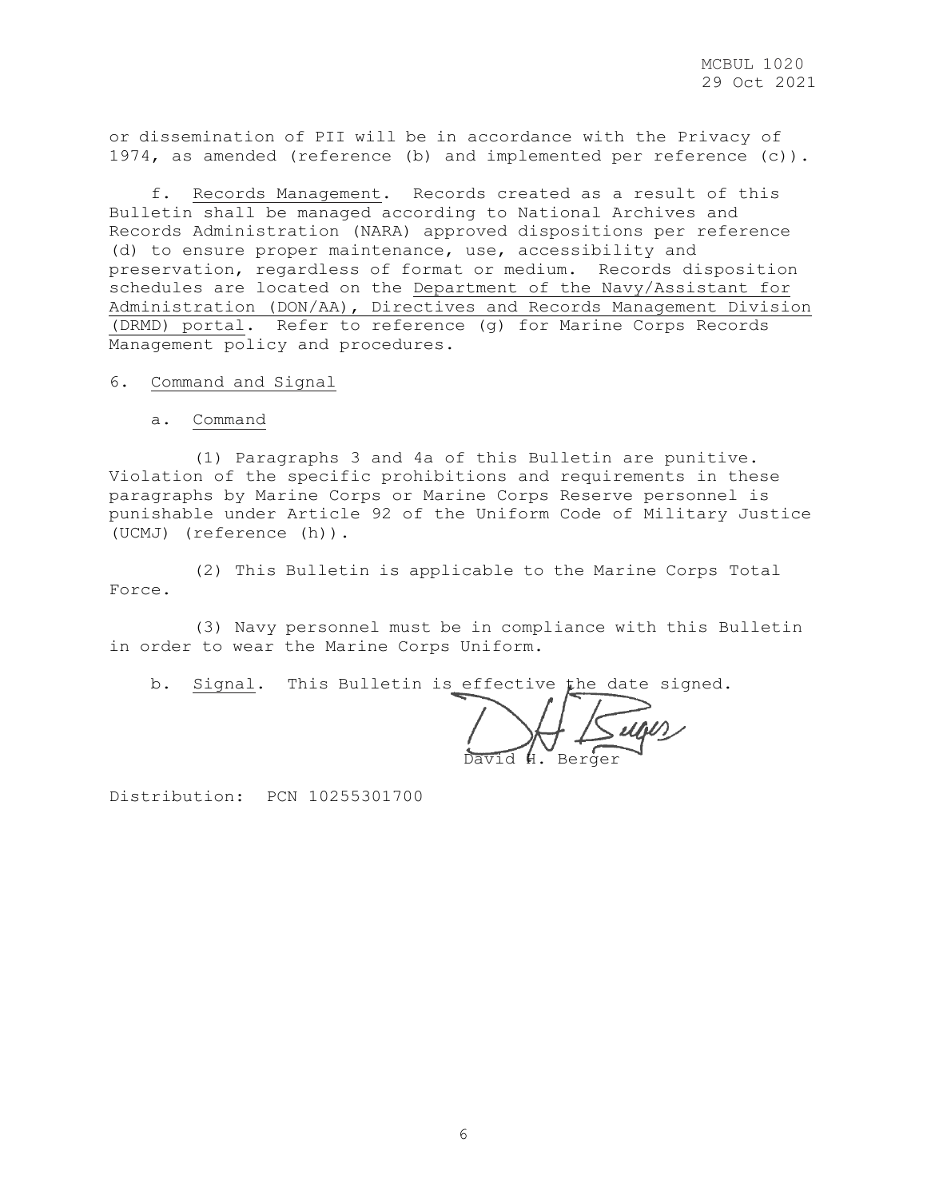or dissemination of PII will be in accordance with the Privacy of 1974, as amended (reference (b) and implemented per reference (c)).

f. Records Management. Records created as a result of this Bulletin shall be managed according to National Archives and Records Administration (NARA) approved dispositions per reference (d) to ensure proper maintenance, use, accessibility and preservation, regardless of format or medium. Records disposition schedules are located on the Department of the Navy/Assistant for Administration (DON/AA), Directives and Records Management Division (DRMD) portal. Refer to reference (g) for Marine Corps Records Management policy and procedures.

6. Command and Signal

a. Command

(1) Paragraphs 3 and 4a of this Bulletin are punitive. Violation of the specific prohibitions and requirements in these paragraphs by Marine Corps or Marine Corps Reserve personnel is punishable under Article 92 of the Uniform Code of Military Justice (UCMJ) (reference (h)).

(2) This Bulletin is applicable to the Marine Corps Total Force.

(3) Navy personnel must be in compliance with this Bulletin in order to wear the Marine Corps Uniform.

b. Signal. This Bulletin is effective the date signed.

David H. Berger

Distribution: PCN 10255301700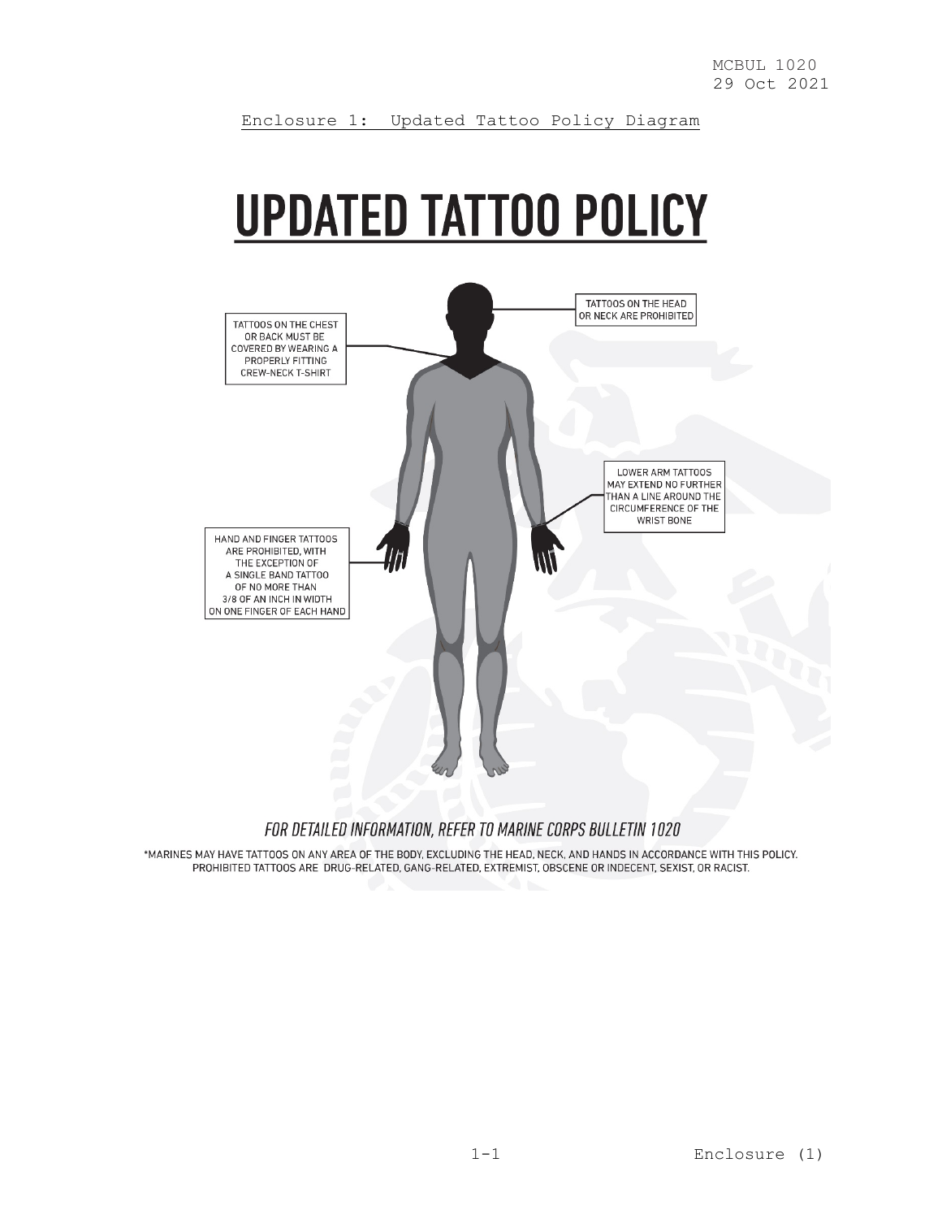Enclosure 1: Updated Tattoo Policy Diagram

# UPDATED TATTOO POLICY

TATTOOS ON THE HEAD OR NECK ARE PROHIBITED

TATTOOS ON THE CHEST OR BACK MUST BE COVERED BY WEARING A PROPERLY FITTING CREW-NECK T-SHIRT

LOWER ARM TATTOOS MAY EXTEND NO FURTHER THAN A LINE AROUND THE CIRCUMFERENCE OF THE WRIST BONE

HAND AND FINGER TATTOOS ARE PROHIBITED, WITH THE EXCEPTION OF A SINGLE BAND TATTOO OF NO MORE THAN 3/8 OF AN INCH IN WIDTH ON ONE FINGER OF EACH HAND

*FOR DETAILED INFORMATION, REFER TO MARINE CORPS BULLETIN 1020*

*MARINES MAY HAVE TATTOOS ON ANY AREA OF THE BODY, EXCLUDING THE HEAD, NECK, AND HANDS IN ACCORDANCE WITH THIS POLICY. PROHIBITED TATTOOS ARE DRUG-RELATED, GANG-RELATED, EXTREMIST, OBSCENE OR INDECENT, SEXIST, OR RACIST.